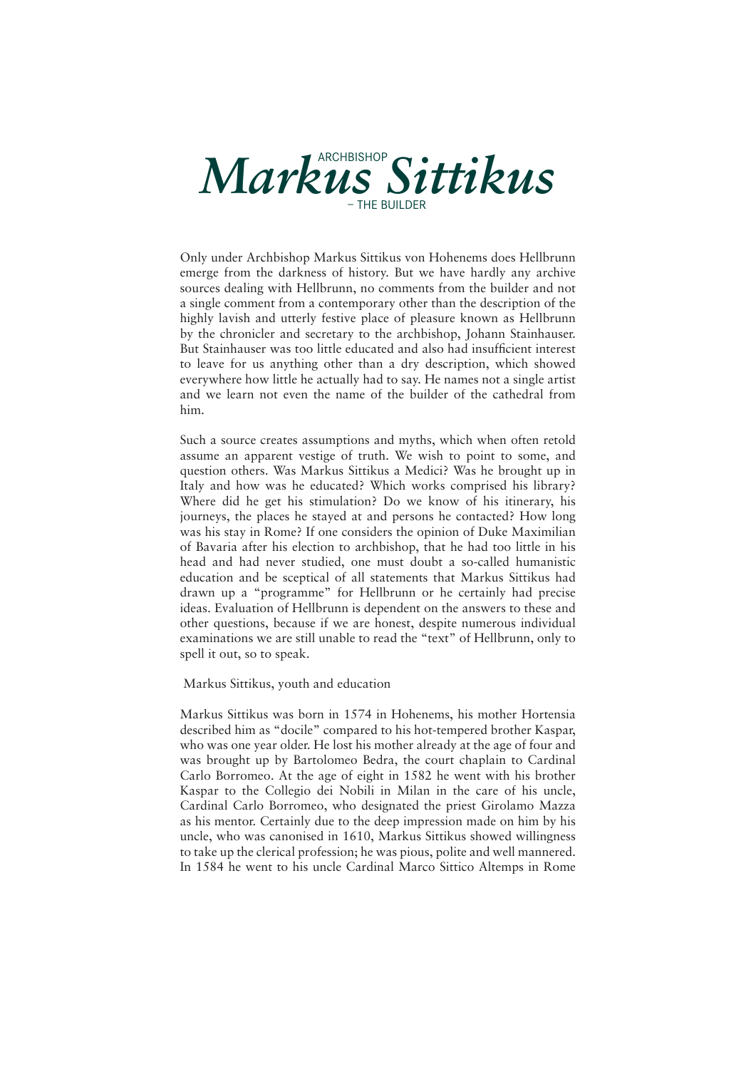# Archbishop *Markus Sittikus* – The Builder

Only under Archbishop Markus Sittikus von Hohenems does Hellbrunn emerge from the darkness of history. But we have hardly any archive sources dealing with Hellbrunn, no comments from the builder and not a single comment from a contemporary other than the description of the highly lavish and utterly festive place of pleasure known as Hellbrunn by the chronicler and secretary to the archbishop, Johann Stainhauser. But Stainhauser was too little educated and also had insufficient interest to leave for us anything other than a dry description, which showed everywhere how little he actually had to say. He names not a single artist and we learn not even the name of the builder of the cathedral from him.

Such a source creates assumptions and myths, which when often retold assume an apparent vestige of truth. We wish to point to some, and question others. Was Markus Sittikus a Medici? Was he brought up in Italy and how was he educated? Which works comprised his library? Where did he get his stimulation? Do we know of his itinerary, his journeys, the places he stayed at and persons he contacted? How long was his stay in Rome? If one considers the opinion of Duke Maximilian of Bavaria after his election to archbishop, that he had too little in his head and had never studied, one must doubt a so-called humanistic education and be sceptical of all statements that Markus Sittikus had drawn up a "programme" for Hellbrunn or he certainly had precise ideas. Evaluation of Hellbrunn is dependent on the answers to these and other questions, because if we are honest, despite numerous individual examinations we are still unable to read the "text" of Hellbrunn, only to spell it out, so to speak.

## Markus Sittikus, youth and education

Markus Sittikus was born in 1574 in Hohenems, his mother Hortensia described him as "docile" compared to his hot-tempered brother Kaspar, who was one year older. He lost his mother already at the age of four and was brought up by Bartolomeo Bedra, the court chaplain to Cardinal Carlo Borromeo. At the age of eight in 1582 he went with his brother Kaspar to the Collegio dei Nobili in Milan in the care of his uncle, Cardinal Carlo Borromeo, who designated the priest Girolamo Mazza as his mentor. Certainly due to the deep impression made on him by his uncle, who was canonised in 1610, Markus Sittikus showed willingness to take up the clerical profession; he was pious, polite and well mannered. In 1584 he went to his uncle Cardinal Marco Sittico Altemps in Rome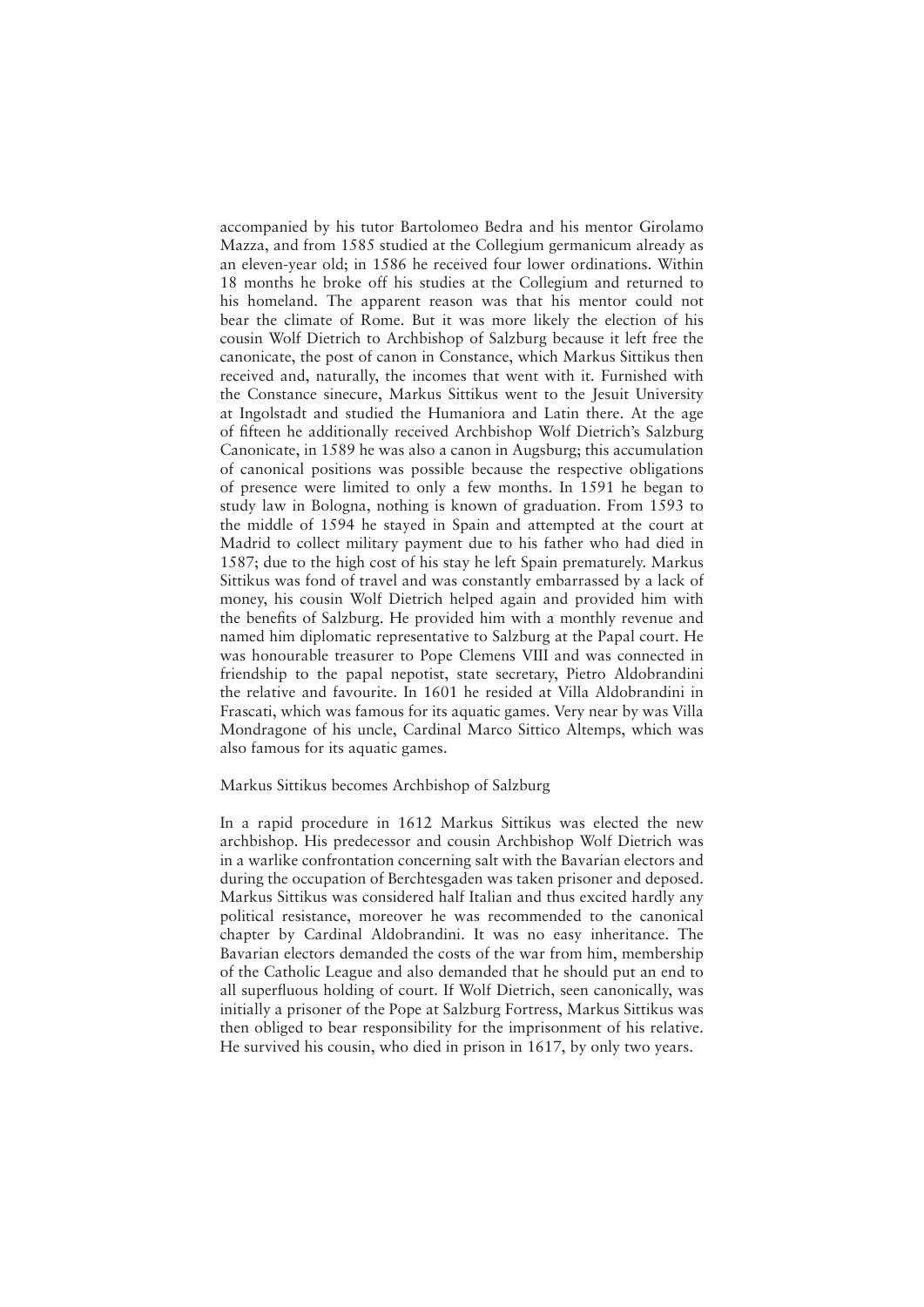accompanied by his tutor Bartolomeo Bedra and his mentor Girolamo Mazza, and from 1585 studied at the Collegium germanicum already as an eleven-year old; in 1586 he received four lower ordinations. Within 18 months he broke off his studies at the Collegium and returned to his homeland. The apparent reason was that his mentor could not bear the climate of Rome. But it was more likely the election of his cousin Wolf Dietrich to Archbishop of Salzburg because it left free the canonicate, the post of canon in Constance, which Markus Sittikus then received and, naturally, the incomes that went with it. Furnished with the Constance sinecure, Markus Sittikus went to the Jesuit University at Ingolstadt and studied the Humaniora and Latin there. At the age of fifteen he additionally received Archbishop Wolf Dietrich's Salzburg Canonicate, in 1589 he was also a canon in Augsburg; this accumulation of canonical positions was possible because the respective obligations of presence were limited to only a few months. In 1591 he began to study law in Bologna, nothing is known of graduation. From 1593 to the middle of 1594 he stayed in Spain and attempted at the court at Madrid to collect military payment due to his father who had died in 1587; due to the high cost of his stay he left Spain prematurely. Markus Sittikus was fond of travel and was constantly embarrassed by a lack of money, his cousin Wolf Dietrich helped again and provided him with the benefits of Salzburg. He provided him with a monthly revenue and named him diplomatic representative to Salzburg at the Papal court. He was honourable treasurer to Pope Clemens VIII and was connected in friendship to the papal nepotist, state secretary, Pietro Aldobrandini the relative and favourite. In 1601 he resided at Villa Aldobrandini in Frascati, which was famous for its aquatic games. Very near by was Villa Mondragone of his uncle, Cardinal Marco Sittico Altemps, which was also famous for its aquatic games.

## Markus Sittikus becomes Archbishop of Salzburg

In a rapid procedure in 1612 Markus Sittikus was elected the new archbishop. His predecessor and cousin Archbishop Wolf Dietrich was in a warlike confrontation concerning salt with the Bavarian electors and during the occupation of Berchtesgaden was taken prisoner and deposed. Markus Sittikus was considered half Italian and thus excited hardly any political resistance, moreover he was recommended to the canonical chapter by Cardinal Aldobrandini. It was no easy inheritance. The Bavarian electors demanded the costs of the war from him, membership of the Catholic League and also demanded that he should put an end to all superfluous holding of court. If Wolf Dietrich, seen canonically, was initially a prisoner of the Pope at Salzburg Fortress, Markus Sittikus was then obliged to bear responsibility for the imprisonment of his relative. He survived his cousin, who died in prison in 1617, by only two years.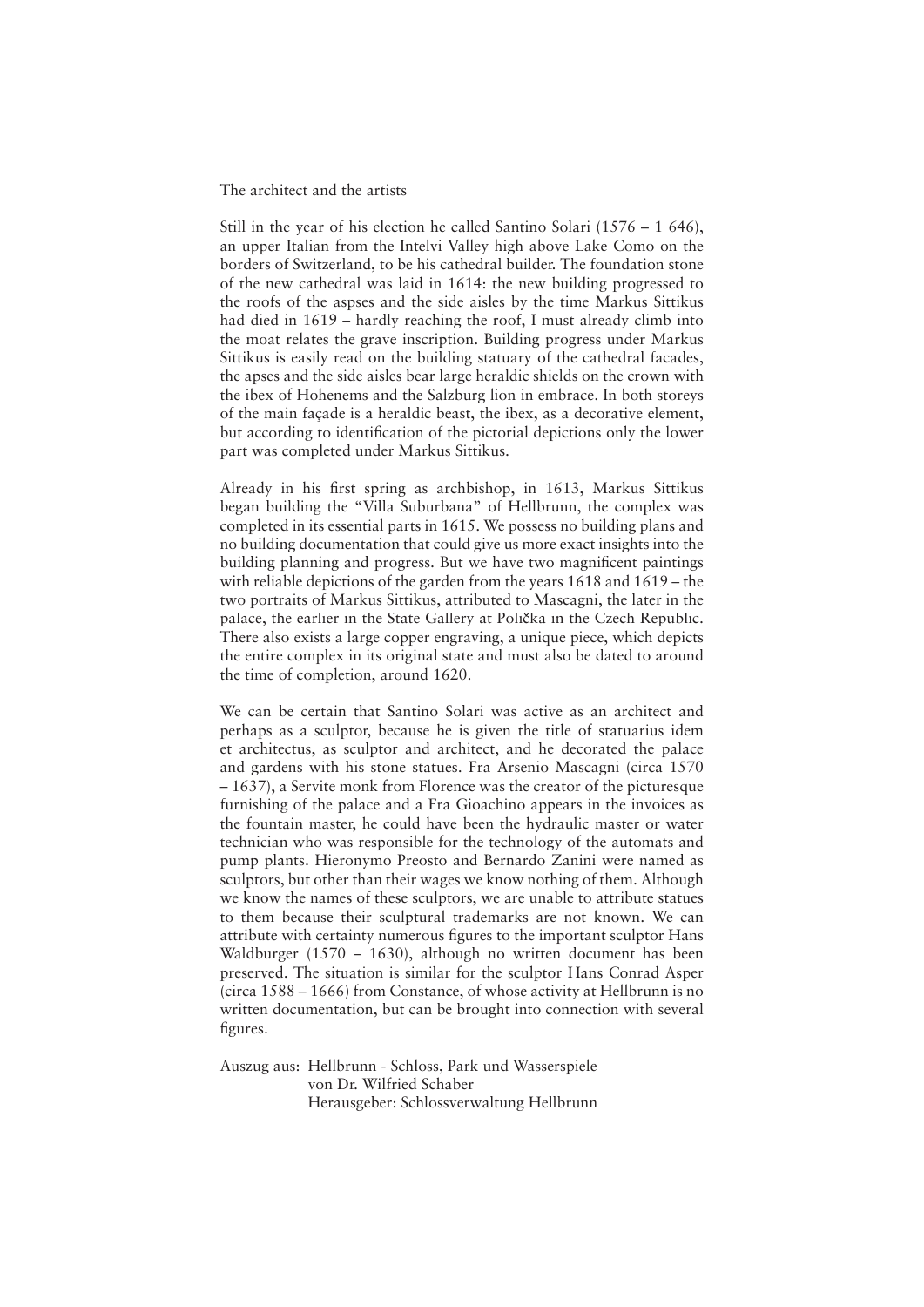## The architect and the artists

Still in the year of his election he called Santino Solari (1576 – 1 646), an upper Italian from the Intelvi Valley high above Lake Como on the borders of Switzerland, to be his cathedral builder. The foundation stone of the new cathedral was laid in 1614: the new building progressed to the roofs of the aspses and the side aisles by the time Markus Sittikus had died in 1619 – hardly reaching the roof, I must already climb into the moat relates the grave inscription. Building progress under Markus Sittikus is easily read on the building statuary of the cathedral facades, the apses and the side aisles bear large heraldic shields on the crown with the ibex of Hohenems and the Salzburg lion in embrace. In both storeys of the main façade is a heraldic beast, the ibex, as a decorative element, but according to identification of the pictorial depictions only the lower part was completed under Markus Sittikus.

Already in his first spring as archbishop, in 1613, Markus Sittikus began building the "Villa Suburbana" of Hellbrunn, the complex was completed in its essential parts in 1615. We possess no building plans and no building documentation that could give us more exact insights into the building planning and progress. But we have two magnificent paintings with reliable depictions of the garden from the years 1618 and 1619 – the two portraits of Markus Sittikus, attributed to Mascagni, the later in the palace, the earlier in the State Gallery at Polička in the Czech Republic. There also exists a large copper engraving, a unique piece, which depicts the entire complex in its original state and must also be dated to around the time of completion, around 1620.

We can be certain that Santino Solari was active as an architect and perhaps as a sculptor, because he is given the title of statuarius idem et architectus, as sculptor and architect, and he decorated the palace and gardens with his stone statues. Fra Arsenio Mascagni (circa 1570 – 1637), a Servite monk from Florence was the creator of the picturesque furnishing of the palace and a Fra Gioachino appears in the invoices as the fountain master, he could have been the hydraulic master or water technician who was responsible for the technology of the automats and pump plants. Hieronymo Preosto and Bernardo Zanini were named as sculptors, but other than their wages we know nothing of them. Although we know the names of these sculptors, we are unable to attribute statues to them because their sculptural trademarks are not known. We can attribute with certainty numerous figures to the important sculptor Hans Waldburger (1570 – 1630), although no written document has been preserved. The situation is similar for the sculptor Hans Conrad Asper (circa 1588 – 1666) from Constance, of whose activity at Hellbrunn is no written documentation, but can be brought into connection with several figures.

Auszug aus: Hellbrunn - Schloss, Park und Wasserspiele
von Dr. Wilfried Schaber
Herausgeber: Schlossverwaltung Hellbrunn